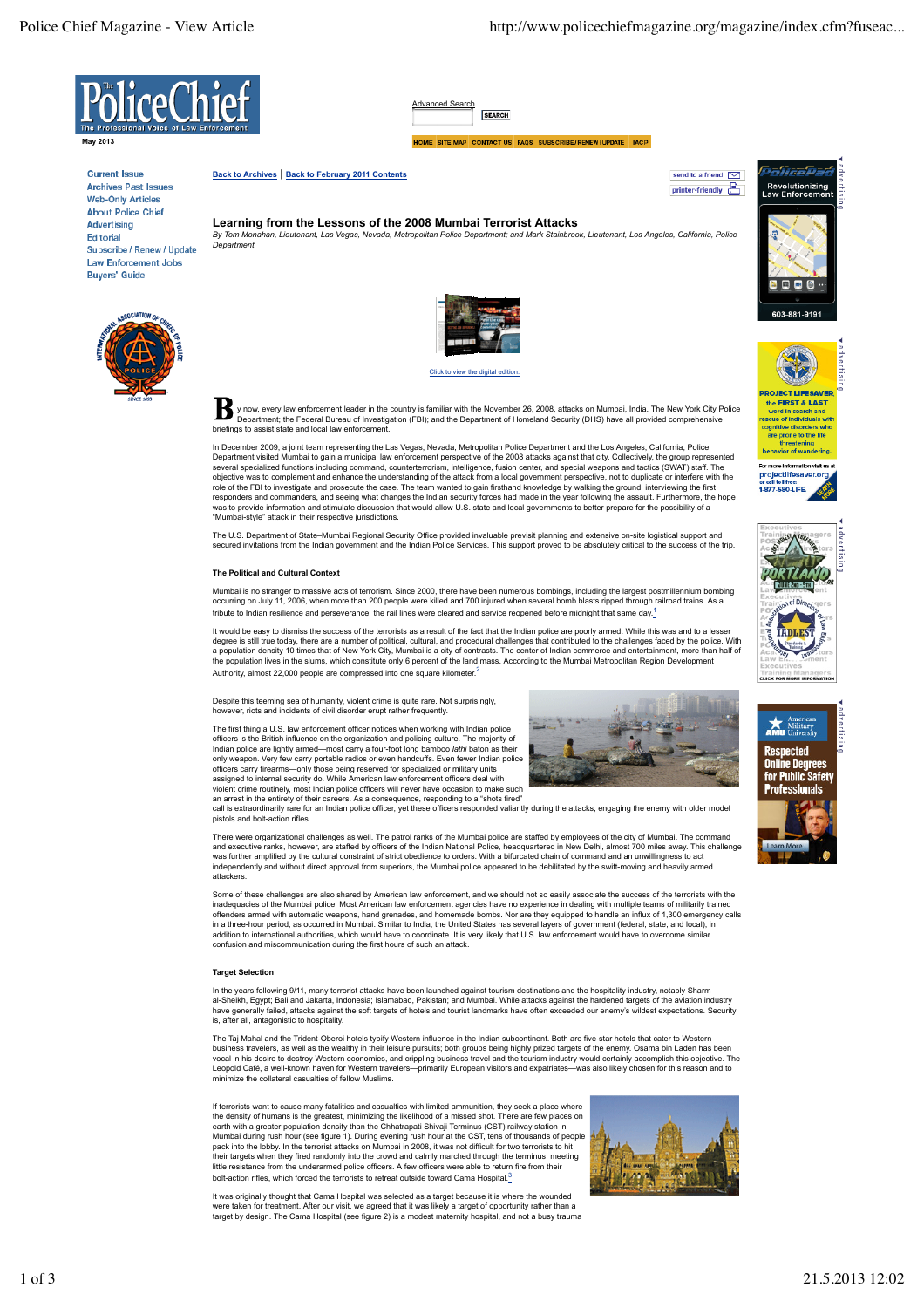# Learning from the Lessons of the 2008 Mumbai Terrorist Attacks

*By Tom Monahan, Lieutenant, Las Vegas, Nevada, Metropolitan Police Department; and Mark Stainbrook, Lieutenant, Los Angeles, California, Police Department*

By now, every law enforcement leader in the country is familiar with the November 26, 2008, attacks on Mumbai, India. The New York City Police Department; the Federal Bureau of Investigation (FBI); and the Department of Homeland Security (DHS) have all provided comprehensive briefings to assist state and local law enforcement.

In December 2009, a joint team representing the Las Vegas, Nevada, Metropolitan Police Department and the Los Angeles, California, Police Department visited Mumbai to gain a municipal law enforcement perspective of the 2008 attacks against that city. Collectively, the group represented several specialized functions including command, counterterrorism, intelligence, fusion center, and special weapons and tactics (SWAT) staff. The objective was to complement and enhance the understanding of the attack from a local government perspective, not to duplicate or interfere with the role of the FBI to investigate and prosecute the case. The team wanted to gain firsthand knowledge by walking the ground, interviewing the first responders and commanders, and seeing what changes the Indian security forces had made in the year following the assault. Furthermore, the hope was to provide information and stimulate discussion that would allow U.S. state and local governments to better prepare for the possibility of a "Mumbai-style" attack in their respective jurisdictions.

The U.S. Department of State–Mumbai Regional Security Office provided invaluable previsit planning and extensive on-site logistical support and secured invitations from the Indian government and the Indian Police Services. This support proved to be absolutely critical to the success of the trip.

### The Political and Cultural Context

Mumbai is no stranger to massive acts of terrorism. Since 2000, there have been numerous bombings, including the largest postmillennium bombing occurring on July 11, 2006, when more than 200 people were killed and 700 injured when several bomb blasts ripped through railroad trains. As a tribute to Indian resilience and perseverance, the rail lines were cleared and service reopened before midnight that same day.[1]

It would be easy to dismiss the success of the terrorists as a result of the fact that the Indian police are poorly armed. While this was and to a lesser degree is still true today, there are a number of political, cultural, and procedural challenges that contributed to the challenges faced by the police. With a population density 10 times that of New York City, Mumbai is a city of contrasts. The center of Indian commerce and entertainment, more than half of the population lives in the slums, which constitute only 6 percent of the land mass. According to the Mumbai Metropolitan Region Development Authority, almost 22,000 people are compressed into one square kilometer.[2]

Despite this teeming sea of humanity, violent crime is quite rare. Not surprisingly, however, riots and incidents of civil disorder erupt rather frequently.

The first thing a U.S. law enforcement officer notices when working with Indian police officers is the British influence on the organization and policing culture. The majority of Indian police are lightly armed—most carry a four-foot long bamboo *lathi* baton as their only weapon. Very few carry portable radios or even handcuffs. Even fewer Indian police officers carry firearms—only those being reserved for specialized or military units assigned to internal security do. While American law enforcement officers deal with violent crime routinely, most Indian police officers will never have occasion to make such an arrest in the entirety of their careers. As a consequence, responding to a "shots fired" call is extraordinarily rare for an Indian police officer, yet these officers responded valiantly during the attacks, engaging the enemy with older model pistols and bolt-action rifles.

There were organizational challenges as well. The patrol ranks of the Mumbai police are staffed by employees of the city of Mumbai. The command and executive ranks, however, are staffed by officers of the Indian National Police, headquartered in New Delhi, almost 700 miles away. This challenge was further amplified by the cultural constraint of strict obedience to orders. With a bifurcated chain of command and an unwillingness to act independently and without direct approval from superiors, the Mumbai police appeared to be debilitated by the swift-moving and heavily armed attackers.

Some of these challenges are also shared by American law enforcement, and we should not so easily associate the success of the terrorists with the inadequacies of the Mumbai police. Most American law enforcement agencies have no experience in dealing with multiple teams of militarily trained offenders armed with automatic weapons, hand grenades, and homemade bombs. Nor are they equipped to handle an influx of 1,300 emergency calls in a three-hour period, as occurred in Mumbai. Similar to India, the United States has several layers of government (federal, state, and local), in addition to international authorities, which would have to coordinate. It is very likely that U.S. law enforcement would have to overcome similar confusion and miscommunication during the first hours of such an attack.

### Target Selection

In the years following 9/11, many terrorist attacks have been launched against tourism destinations and the hospitality industry, notably Sharm al-Sheikh, Egypt; Bali and Jakarta, Indonesia; Islamabad, Pakistan; and Mumbai. While attacks against the hardened targets of the aviation industry have generally failed, attacks against the soft targets of hotels and tourist landmarks have often exceeded our enemy's wildest expectations. Security is, after all, antagonistic to hospitality.

The Taj Mahal and the Trident-Oberoi hotels typify Western influence in the Indian subcontinent. Both are five-star hotels that cater to Western business travelers, as well as the wealthy in their leisure pursuits; both groups being highly prized targets of the enemy. Osama bin Laden has been vocal in his desire to destroy Western economies, and crippling business travel and the tourism industry would certainly accomplish this objective. The Leopold Café, a well-known haven for Western travelers—primarily European visitors and expatriates—was also likely chosen for this reason and to minimize the collateral casualties of fellow Muslims.

If terrorists want to cause many fatalities and casualties with limited ammunition, they seek a place where the density of humans is the greatest, minimizing the likelihood of a missed shot. There are few places on earth with a greater population density than the Chhatrapati Shivaji Terminus (CST) railway station in Mumbai during rush hour (see figure 1). During evening rush hour at the CST, tens of thousands of people pack into the lobby. In the terrorist attacks on Mumbai in 2008, it was not difficult for two terrorists to hit their targets when they fired randomly into the crowd and calmly marched through the terminus, meeting little resistance from the underarmed police officers. A few officers were able to return fire from their bolt-action rifles, which forced the terrorists to retreat outside toward Cama Hospital.[3]

It was originally thought that Cama Hospital was selected as a target because it is where the wounded were taken for treatment. After our visit, we agreed that it was likely a target of opportunity rather than a target by design. The Cama Hospital (see figure 2) is a modest maternity hospital, and not a busy trauma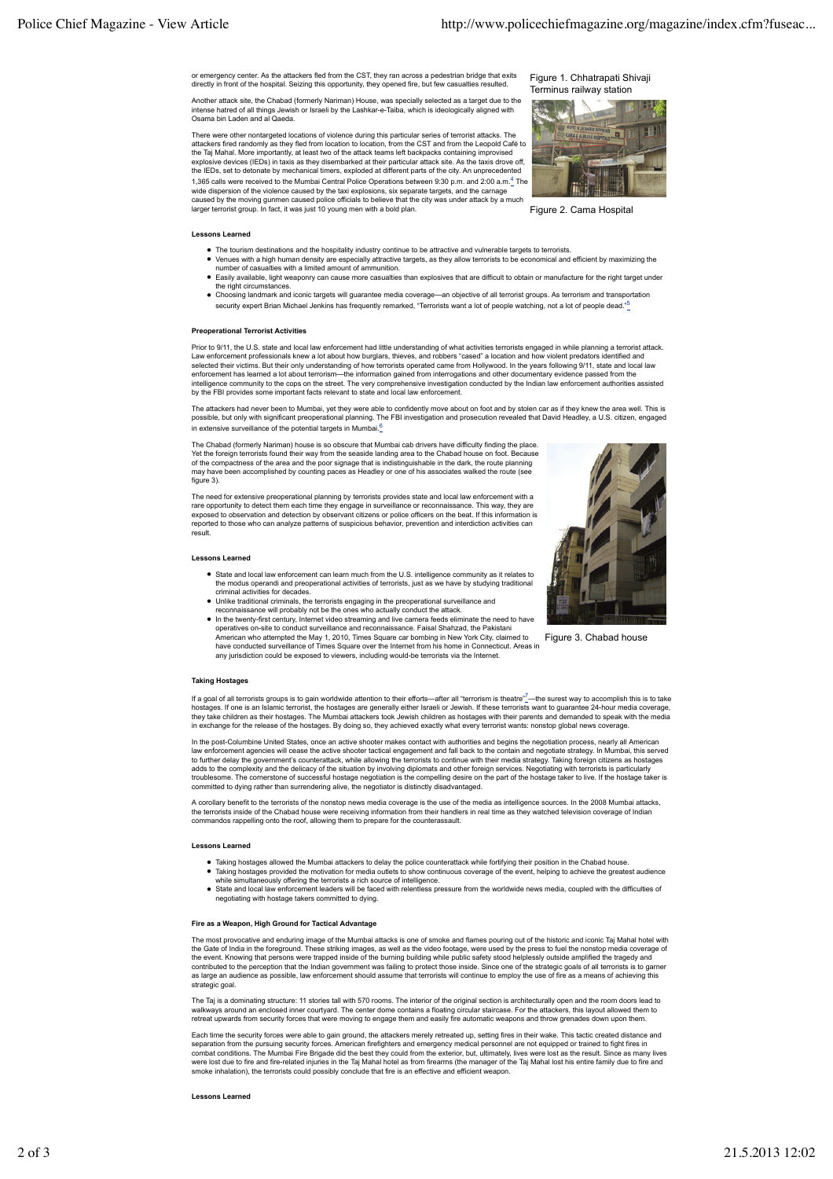or emergency center. As the attackers fled from the CST, they ran across a pedestrian bridge that exits directly in front of the hospital. Seizing this opportunity, they opened fire, but few casualties resulted.

Another attack site, the Chabad (formerly Nariman) House, was specially selected as a target due to the intense hatred of all things Jewish or Israeli by the Lashkar-e-Taiba, which is ideologically aligned with Osama bin Laden and al Qaeda.

There were other nontargeted locations of violence during this particular series of terrorist attacks. The attackers fired randomly as they fled from location to location, from the CST and from the Leopold Café to the Taj Mahal. More importantly, at least two of the attack teams left backpacks containing improvised explosive devices (IEDs) in taxis as they disembarked at their particular attack site. As the taxis drove off, the IEDs, set to detonate by mechanical timers, exploded at different parts of the city. An unprecedented 1,365 calls were received to the Mumbai Central Police Operations between 9:30 p.m. and 2:00 a.m.[4] The wide dispersion of the violence caused by the taxi explosions, six separate targets, and the carnage caused by the moving gunmen caused police officials to believe that the city was under attack by a much larger terrorist group. In fact, it was just 10 young men with a bold plan.

Figure 1. Chhatrapati Shivaji Terminus railway station

Figure 2. Cama Hospital

**Lessons Learned**

- The tourism destinations and the hospitality industry continue to be attractive and vulnerable targets to terrorists.
- Venues with a high human density are especially attractive targets, as they allow terrorists to be economical and efficient by maximizing the number of casualties with a limited amount of ammunition.
- Easily available, light weaponry can cause more casualties than explosives that are difficult to obtain or manufacture for the right target under the right circumstances.
- Choosing landmark and iconic targets will guarantee media coverage—an objective of all terrorist groups. As terrorism and transportation security expert Brian Michael Jenkins has frequently remarked, "Terrorists want a lot of people watching, not a lot of people dead."[5]

**Preoperational Terrorist Activities**

Prior to 9/11, the U.S. state and local law enforcement had little understanding of what activities terrorists engaged in while planning a terrorist attack. Law enforcement professionals knew a lot about how burglars, thieves, and robbers "cased" a location and how violent predators identified and selected their victims. But their only understanding of how terrorists operated came from Hollywood. In the years following 9/11, state and local law enforcement has learned a lot about terrorism—the information gained from interrogations and other documentary evidence passed from the intelligence community to the cops on the street. The very comprehensive investigation conducted by the Indian law enforcement authorities assisted by the FBI provides some important facts relevant to state and local law enforcement.

The attackers had never been to Mumbai, yet they were able to confidently move about on foot and by stolen car as if they knew the area well. This is possible, but only with significant preoperational planning. The FBI investigation and prosecution revealed that David Headley, a U.S. citizen, engaged in extensive surveillance of the potential targets in Mumbai.[6]

The Chabad (formerly Nariman) house is so obscure that Mumbai cab drivers have difficulty finding the place. Yet the foreign terrorists found their way from the seaside landing area to the Chabad house on foot. Because of the compactness of the area and the poor signage that is indistinguishable in the dark, the route planning may have been accomplished by counting paces as Headley or one of his associates walked the route (see figure 3).

The need for extensive preoperational planning by terrorists provides state and local law enforcement with a rare opportunity to detect them each time they engage in surveillance or reconnaissance. This way, they are exposed to observation and detection by observant citizens or police officers on the beat. If this information is reported to those who can analyze patterns of suspicious behavior, prevention and interdiction activities can result.

**Lessons Learned**

- State and local law enforcement can learn much from the U.S. intelligence community as it relates to the modus operandi and preoperational activities of terrorists, just as we have by studying traditional criminal activities for decades.
- Unlike traditional criminals, the terrorists engaging in the preoperational surveillance and reconnaissance will probably not be the ones who actually conduct the attack.
- In the twenty-first century, Internet video streaming and live camera feeds eliminate the need to have operatives on-site to conduct surveillance and reconnaissance. Faisal Shahzad, the Pakistani American who attempted the May 1, 2010, Times Square car bombing in New York City, claimed to have conducted surveillance of Times Square over the Internet from his home in Connecticut. Areas in any jurisdiction could be exposed to viewers, including would-be terrorists via the Internet.

Figure 3. Chabad house

**Taking Hostages**

If a goal of all terrorists groups is to gain worldwide attention to their efforts—after all "terrorism is theatre"[7]—the surest way to accomplish this is to take hostages. If one is an Islamic terrorist, the hostages are generally either Israeli or Jewish. If these terrorists want to guarantee 24-hour media coverage, they take children as their hostages. The Mumbai attackers took Jewish children as hostages with their parents and demanded to speak with the media in exchange for the release of the hostages. By doing so, they achieved exactly what every terrorist wants: nonstop global news coverage.

In the post-Columbine United States, once an active shooter makes contact with authorities and begins the negotiation process, nearly all American law enforcement agencies will cease the active shooter tactical engagement and fall back to the contain and negotiate strategy. In Mumbai, this served to further delay the government's counterattack, while allowing the terrorists to continue with their media strategy. Taking foreign citizens as hostages adds to the complexity and the delicacy of the situation by involving diplomats and other foreign services. Negotiating with terrorists is particularly troublesome. The cornerstone of successful hostage negotiation is the compelling desire on the part of the hostage taker to live. If the hostage taker is committed to dying rather than surrendering alive, the negotiator is distinctly disadvantaged.

A corollary benefit to the terrorists of the nonstop news media coverage is the use of the media as intelligence sources. In the 2008 Mumbai attacks, the terrorists inside of the Chabad house were receiving information from their handlers in real time as they watched television coverage of Indian commandos rappelling onto the roof, allowing them to prepare for the counterassault.

**Lessons Learned**

- Taking hostages allowed the Mumbai attackers to delay the police counterattack while fortifying their position in the Chabad house.
- Taking hostages provided the motivation for media outlets to show continuous coverage of the event, helping to achieve the greatest audience while simultaneously offering the terrorists a rich source of intelligence.
- State and local law enforcement leaders will be faced with relentless pressure from the worldwide news media, coupled with the difficulties of negotiating with hostage takers committed to dying.

**Fire as a Weapon, High Ground for Tactical Advantage**

The most provocative and enduring image of the Mumbai attacks is one of smoke and flames pouring out of the historic and iconic Taj Mahal hotel with the Gate of India in the foreground. These striking images, as well as the video footage, were used by the press to fuel the nonstop media coverage of the event. Knowing that persons were trapped inside of the burning building while public safety stood helplessly outside amplified the tragedy and contributed to the perception that the Indian government was failing to protect those inside. Since one of the strategic goals of all terrorists is to garner as large an audience as possible, law enforcement should assume that terrorists will continue to employ the use of fire as a means of achieving this strategic goal.

The Taj is a dominating structure: 11 stories tall with 570 rooms. The interior of the original section is architecturally open and the room doors lead to walkways around an enclosed inner courtyard. The center dome contains a floating circular staircase. For the attackers, this layout allowed them to retreat upwards from security forces that were moving to engage them and easily fire automatic weapons and throw grenades down upon them.

Each time the security forces were able to gain ground, the attackers merely retreated up, setting fires in their wake. This tactic created distance and separation from the pursuing security forces. American firefighters and emergency medical personnel are not equipped or trained to fight fires in combat conditions. The Mumbai Fire Brigade did the best they could from the exterior, but, ultimately, lives were lost as the result. Since as many lives were lost due to fire and fire-related injuries in the Taj Mahal hotel as from firearms (the manager of the Taj Mahal lost his entire family due to fire and smoke inhalation), the terrorists could possibly conclude that fire is an effective and efficient weapon.

**Lessons Learned**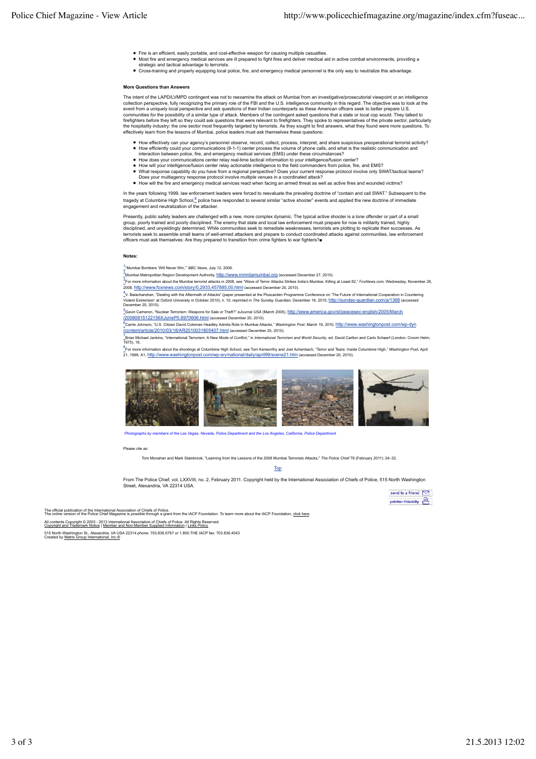- Fire is an efficient, easily portable, and cost-effective weapon for causing multiple casualties.
- Most fire and emergency medical services are ill prepared to fight fires and deliver medical aid in active combat environments, providing a strategic and tactical advantage to terrorists.
- Cross-training and properly equipping local police, fire, and emergency medical personnel is the only way to neutralize this advantage.

**More Questions than Answers**

The intent of the LAPD/LVMPD contingent was not to reexamine the attack on Mumbai from an investigative/prosecutorial viewpoint or an intelligence collection perspective, fully recognizing the primary role of the FBI and the U.S. intelligence community in this regard. The objective was to look at the event from a uniquely local perspective and ask questions of their Indian counterparts as these American officers seek to better prepare U.S. communities for the possibility of a similar type of attack. Members of the contingent asked questions that a state or local cop would. They talked to firefighters before they left so they could ask questions that were relevant to firefighters. They spoke to representatives of the private sector, particularly the hospitality industry: the one sector most frequently targeted by terrorists. As they sought to find answers, what they found were more questions. To effectively learn from the lessons of Mumbai, police leaders must ask themselves these questions:

- How effectively can your agency's personnel observe, record, collect, process, interpret, and share suspicious preoperational terrorist activity?
- How efficiently could your communications (9-1-1) center process the volume of phone calls, and what is the realistic communication and interaction between police, fire, and emergency medical services (EMS) under these circumstances?
- How does your communications center relay real-time tactical information to your intelligence/fusion center?
- How will your intelligence/fusion center relay actionable intelligence to the field commanders from police, fire, and EMS?
- What response capability do you have from a regional perspective? Does your current response protocol involve only SWAT/tactical teams? Does your multiagency response protocol involve multiple venues in a coordinated attack?
- How will the fire and emergency medical services react when facing an armed threat as well as active fires and wounded victims?

In the years following 1999, law enforcement leaders were forced to reevaluate the prevailing doctrine of "contain and call SWAT." Subsequent to the tragedy at Columbine High School,[8] police have responded to several similar "active shooter" events and applied the new doctrine of immediate engagement and neutralization of the attacker.

Presently, public safety leaders are challenged with a new, more complex dynamic. The typical active shooter is a lone offender or part of a small group, poorly trained and poorly disciplined. The enemy that state and local law enforcement must prepare for now is militarily trained, highly disciplined, and unyieldingly determined. While communities seek to remediate weaknesses, terrorists are plotting to replicate their successes. As terrorists seek to assemble small teams of well-armed attackers and prepare to conduct coordinated attacks against communities, law enforcement officers must ask themselves: Are they prepared to transition from crime fighters to war fighters?■

**Notes:**

[1]"Mumbai Bombers 'Will Never Win,'" *BBC News*, July 12, 2006.

[2]Mumbai Metropolitan Region Development Authority, http://www.mmrdamumbai.org (accessed December 27, 2010).

[3]For more information about the Mumbai terrorist attacks in 2008, see "Wave of Terror Attacks Strikes India's Mumbai, Killing at Least 82," *FoxNews.com*, Wednesday, November 26, 2008, http://www.foxnews.com/story/0,2933,457885,00.html (accessed December 20, 2010).

[4]V. Balachandran, "Dealing with the Aftermath of Attacks" (paper presented at the Pluscarden Programme Conference on 'The Future of International Cooperation in Countering Violent Extremism' at Oxford University in October 2010), n. 10, reprinted in *The Sunday Guardian*, December 16, 2010, http://sunday-guardian.com/a/1368 (accessed December 20, 2010).

[5]Gavin Cameron, "Nuclear Terrorism: Weapons for Sale or Theft?" *eJournal USA* (March 2005), http://www.america.gov/st/peacesec-english/2005/March/20080815122156XJyrreP0.8970606.html (accessed December 20, 2010).

[6]Carrie Johnson, "U.S. Citizen David Coleman Headley Admits Role in Mumbai Attacks," *Washington Post*, March 19, 2010, http://www.washingtonpost.com/wp-dyn/content/article/2010/03/18/AR2010031805407.html (accessed December 20, 2010).

[7]Brian Michael Jenkins, "International Terrorism: A New Mode of Conflict," in *International Terrorism and World Security*, ed. David Carlton and Carlo Schaerf (London: Croom Helm, 1975), 16.

[8]For more information about the shootings at Columbine High School, see Tom Kenworthy and Joel Achenbach, "Terror and Tears: Inside Columbine High," *Washington Post*, April 21, 1999, A1, http://www.washingtonpost.com/wp-srv/national/daily/april99/scene21.htm (accessed December 20, 2010).

*Photographs by members of the Las Vegas, Nevada, Police Department and the Los Angeles, California, Police Department*

Please cite as:

Tom Monahan and Mark Stainbrook, "Learning from the Lessons of the 2008 Mumbai Terrorists Attacks," *The Police Chief* 78 (February 2011): 24–32.

Top

From The Police Chief, vol. LXXVIII, no. 2, February 2011. Copyright held by the International Association of Chiefs of Police, 515 North Washington Street, Alexandria, VA 22314 USA.

send to a friend | printer-friendly

The official publication of the International Association of Chiefs of Police.
The online version of the Police Chief Magazine is possible through a grant from the IACP Foundation. To learn more about the IACP Foundation, click here.

All contents Copyright © 2003 - 2013 International Association of Chiefs of Police. All Rights Reserved.
Copyright and Trademark Notice | Member and Non-Member Supplied Information | Links Policy

515 North Washington St., Alexandria, VA USA 22314 phone: 703.836.6767 or 1.800.THE IACP fax: 703.836.4543
Created by Matrix Group International, Inc.®